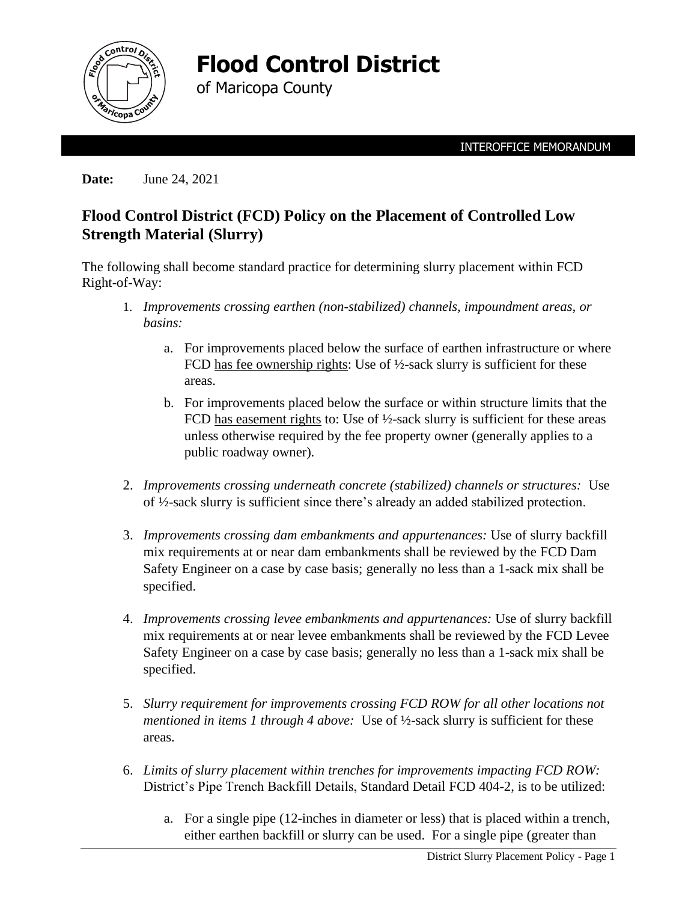# Flood Control District

of Maricopa County

INTEROFFICE MEMORANDUM

**Date:** June 24, 2021

## Flood Control District (FCD) Policy on the Placement of Controlled Low Strength Material (Slurry)

The following shall become standard practice for determining slurry placement within FCD Right-of-Way:

1. *Improvements crossing earthen (non-stabilized) channels, impoundment areas, or basins:*

    a. For improvements placed below the surface of earthen infrastructure or where FCD <u>has fee ownership rights</u>: Use of ½-sack slurry is sufficient for these areas.

    b. For improvements placed below the surface or within structure limits that the FCD <u>has easement rights</u> to: Use of ½-sack slurry is sufficient for these areas unless otherwise required by the fee property owner (generally applies to a public roadway owner).

2. *Improvements crossing underneath concrete (stabilized) channels or structures:* Use of ½-sack slurry is sufficient since there's already an added stabilized protection.

3. *Improvements crossing dam embankments and appurtenances:* Use of slurry backfill mix requirements at or near dam embankments shall be reviewed by the FCD Dam Safety Engineer on a case by case basis; generally no less than a 1-sack mix shall be specified.

4. *Improvements crossing levee embankments and appurtenances:* Use of slurry backfill mix requirements at or near levee embankments shall be reviewed by the FCD Levee Safety Engineer on a case by case basis; generally no less than a 1-sack mix shall be specified.

5. *Slurry requirement for improvements crossing FCD ROW for all other locations not mentioned in items 1 through 4 above:* Use of ½-sack slurry is sufficient for these areas.

6. *Limits of slurry placement within trenches for improvements impacting FCD ROW:* District's Pipe Trench Backfill Details, Standard Detail FCD 404-2, is to be utilized:

    a. For a single pipe (12-inches in diameter or less) that is placed within a trench, either earthen backfill or slurry can be used. For a single pipe (greater than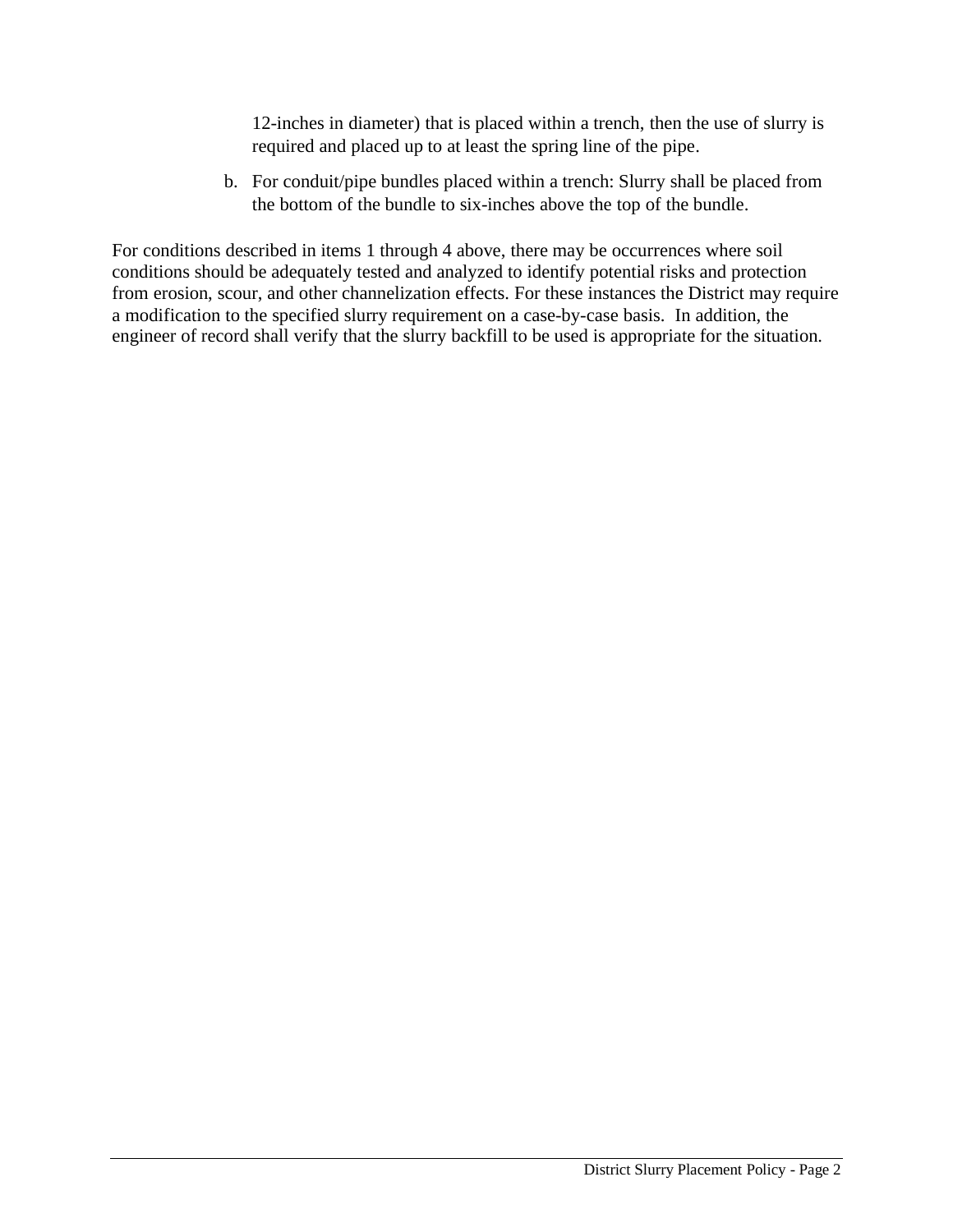12-inches in diameter) that is placed within a trench, then the use of slurry is required and placed up to at least the spring line of the pipe.

b. For conduit/pipe bundles placed within a trench: Slurry shall be placed from the bottom of the bundle to six-inches above the top of the bundle.

For conditions described in items 1 through 4 above, there may be occurrences where soil conditions should be adequately tested and analyzed to identify potential risks and protection from erosion, scour, and other channelization effects. For these instances the District may require a modification to the specified slurry requirement on a case-by-case basis. In addition, the engineer of record shall verify that the slurry backfill to be used is appropriate for the situation.